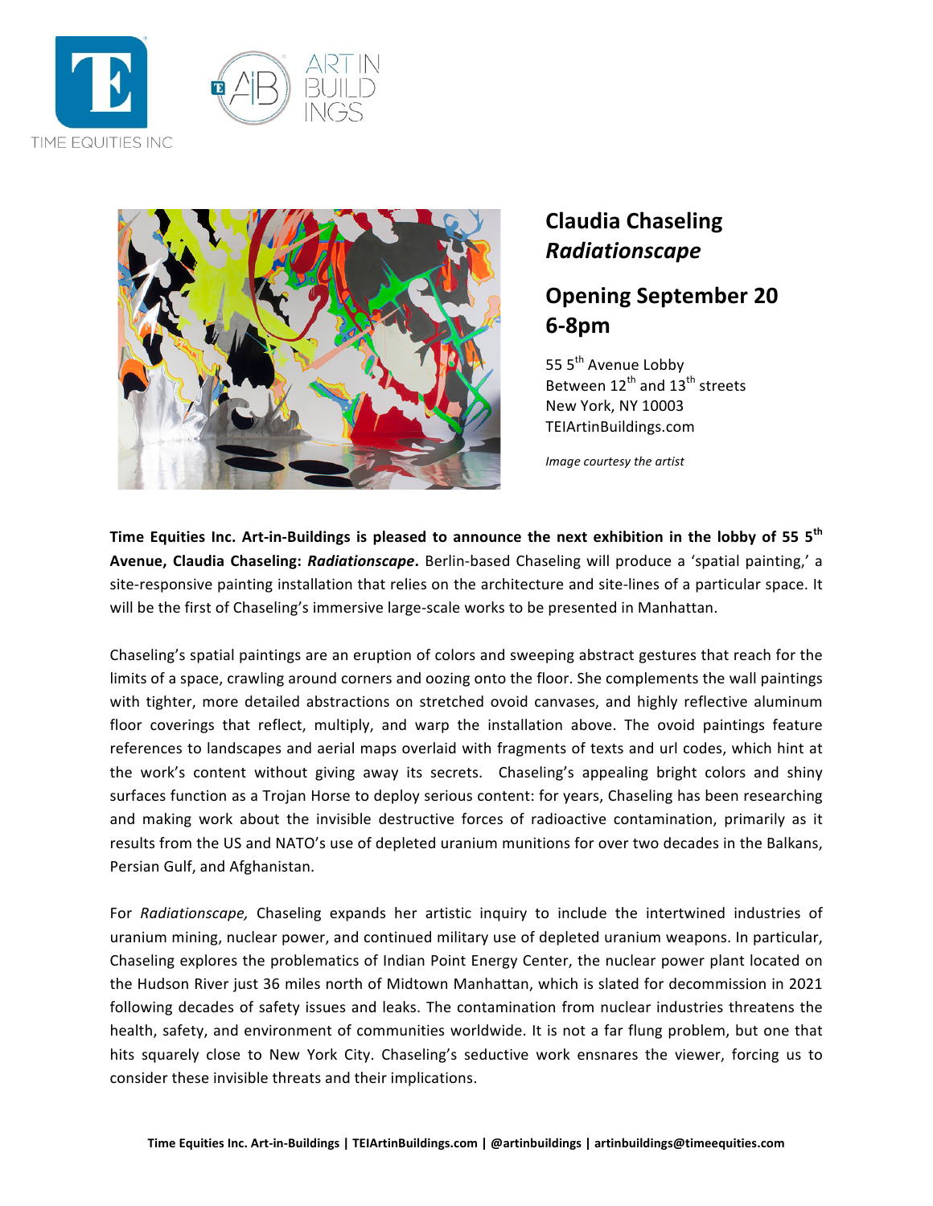# Claudia Chaseling
## *Radiationscape*

## Opening September 20
## 6-8pm

55 5th Avenue Lobby
Between 12th and 13th streets
New York, NY 10003
TEIArtinBuildings.com

*Image courtesy the artist*

**Time Equities Inc. Art-in-Buildings is pleased to announce the next exhibition in the lobby of 55 5th Avenue, Claudia Chaseling: *Radiationscape*.** Berlin-based Chaseling will produce a 'spatial painting,' a site-responsive painting installation that relies on the architecture and site-lines of a particular space. It will be the first of Chaseling's immersive large-scale works to be presented in Manhattan.

Chaseling's spatial paintings are an eruption of colors and sweeping abstract gestures that reach for the limits of a space, crawling around corners and oozing onto the floor. She complements the wall paintings with tighter, more detailed abstractions on stretched ovoid canvases, and highly reflective aluminum floor coverings that reflect, multiply, and warp the installation above. The ovoid paintings feature references to landscapes and aerial maps overlaid with fragments of texts and url codes, which hint at the work's content without giving away its secrets. Chaseling's appealing bright colors and shiny surfaces function as a Trojan Horse to deploy serious content: for years, Chaseling has been researching and making work about the invisible destructive forces of radioactive contamination, primarily as it results from the US and NATO's use of depleted uranium munitions for over two decades in the Balkans, Persian Gulf, and Afghanistan.

For *Radiationscape,* Chaseling expands her artistic inquiry to include the intertwined industries of uranium mining, nuclear power, and continued military use of depleted uranium weapons. In particular, Chaseling explores the problematics of Indian Point Energy Center, the nuclear power plant located on the Hudson River just 36 miles north of Midtown Manhattan, which is slated for decommission in 2021 following decades of safety issues and leaks. The contamination from nuclear industries threatens the health, safety, and environment of communities worldwide. It is not a far flung problem, but one that hits squarely close to New York City. Chaseling's seductive work ensnares the viewer, forcing us to consider these invisible threats and their implications.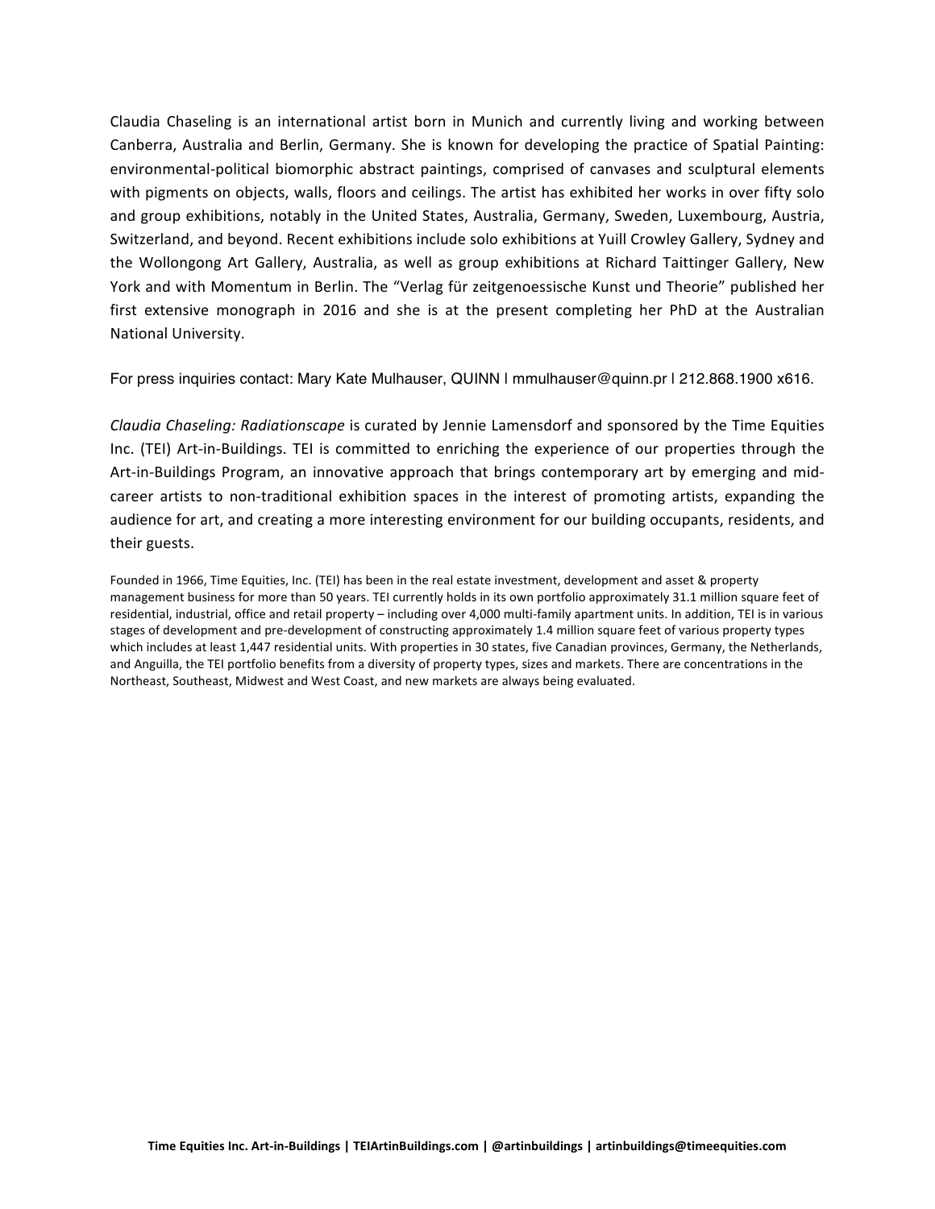Claudia Chaseling is an international artist born in Munich and currently living and working between Canberra, Australia and Berlin, Germany. She is known for developing the practice of Spatial Painting: environmental-political biomorphic abstract paintings, comprised of canvases and sculptural elements with pigments on objects, walls, floors and ceilings. The artist has exhibited her works in over fifty solo and group exhibitions, notably in the United States, Australia, Germany, Sweden, Luxembourg, Austria, Switzerland, and beyond. Recent exhibitions include solo exhibitions at Yuill Crowley Gallery, Sydney and the Wollongong Art Gallery, Australia, as well as group exhibitions at Richard Taittinger Gallery, New York and with Momentum in Berlin. The "Verlag für zeitgenoessische Kunst und Theorie" published her first extensive monograph in 2016 and she is at the present completing her PhD at the Australian National University.

For press inquiries contact: Mary Kate Mulhauser, QUINN | mmulhauser@quinn.pr | 212.868.1900 x616.

*Claudia Chaseling: Radiationscape* is curated by Jennie Lamensdorf and sponsored by the Time Equities Inc. (TEI) Art-in-Buildings. TEI is committed to enriching the experience of our properties through the Art-in-Buildings Program, an innovative approach that brings contemporary art by emerging and mid-career artists to non-traditional exhibition spaces in the interest of promoting artists, expanding the audience for art, and creating a more interesting environment for our building occupants, residents, and their guests.

Founded in 1966, Time Equities, Inc. (TEI) has been in the real estate investment, development and asset & property management business for more than 50 years. TEI currently holds in its own portfolio approximately 31.1 million square feet of residential, industrial, office and retail property – including over 4,000 multi-family apartment units. In addition, TEI is in various stages of development and pre-development of constructing approximately 1.4 million square feet of various property types which includes at least 1,447 residential units. With properties in 30 states, five Canadian provinces, Germany, the Netherlands, and Anguilla, the TEI portfolio benefits from a diversity of property types, sizes and markets. There are concentrations in the Northeast, Southeast, Midwest and West Coast, and new markets are always being evaluated.

**Time Equities Inc. Art-in-Buildings | TEIArtinBuildings.com | @artinbuildings | artinbuildings@timeequities.com**